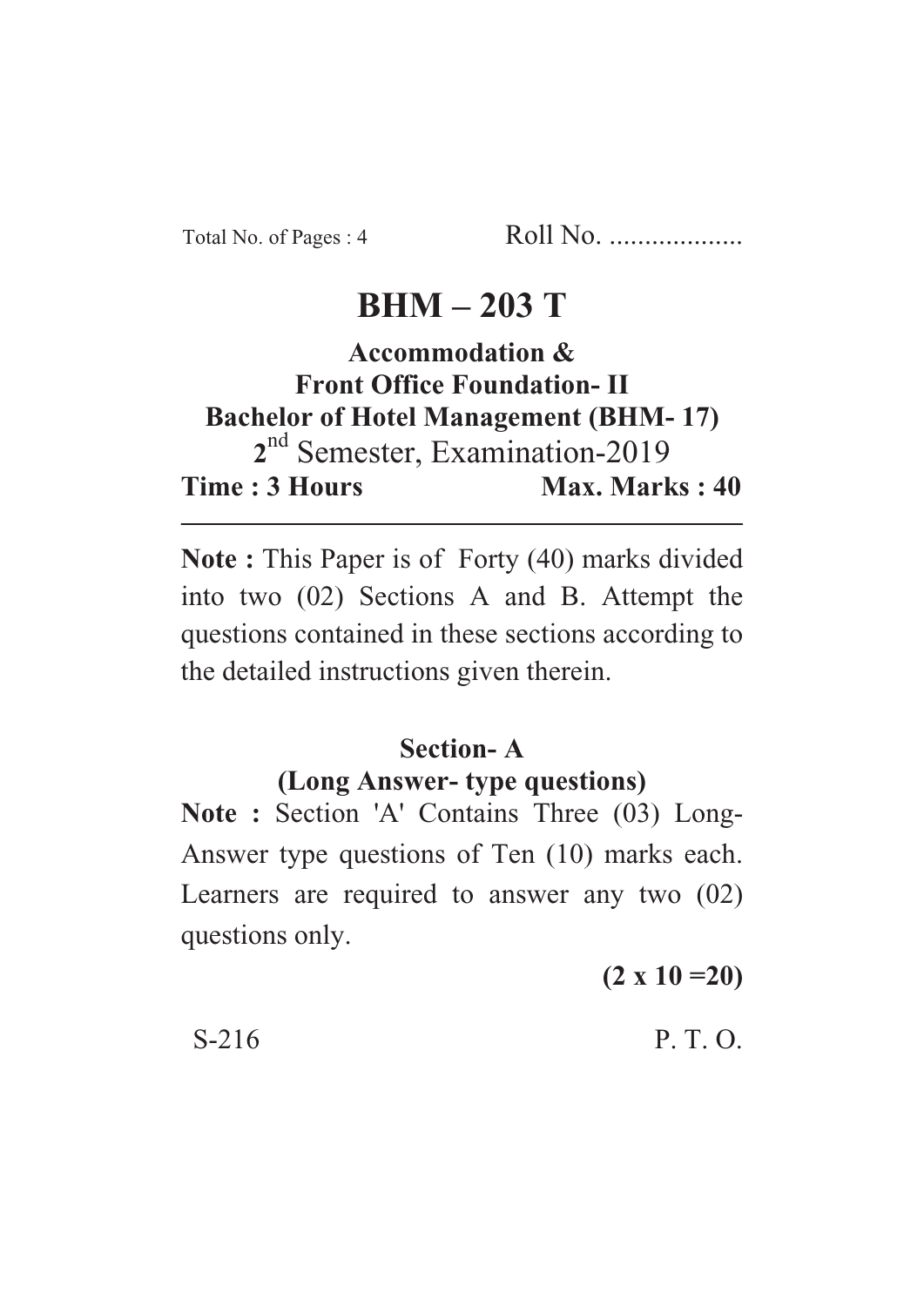Total No. of Pages : 4 Roll No. ...................

# BHM – 203 T

## Accommodation & Front Office Foundation- II

**Bachelor of Hotel Management (BHM- 17)**

2nd Semester, Examination-2019

**Time : 3 Hours** **Max. Marks : 40**

---

**Note :** This Paper is of Forty (40) marks divided into two (02) Sections A and B. Attempt the questions contained in these sections according to the detailed instructions given therein.

### Section- A

### (Long Answer- type questions)

**Note :** Section 'A' Contains Three (03) Long-Answer type questions of Ten (10) marks each. Learners are required to answer any two (02) questions only.

**(2 x 10 =20)**

S-216 P. T. O.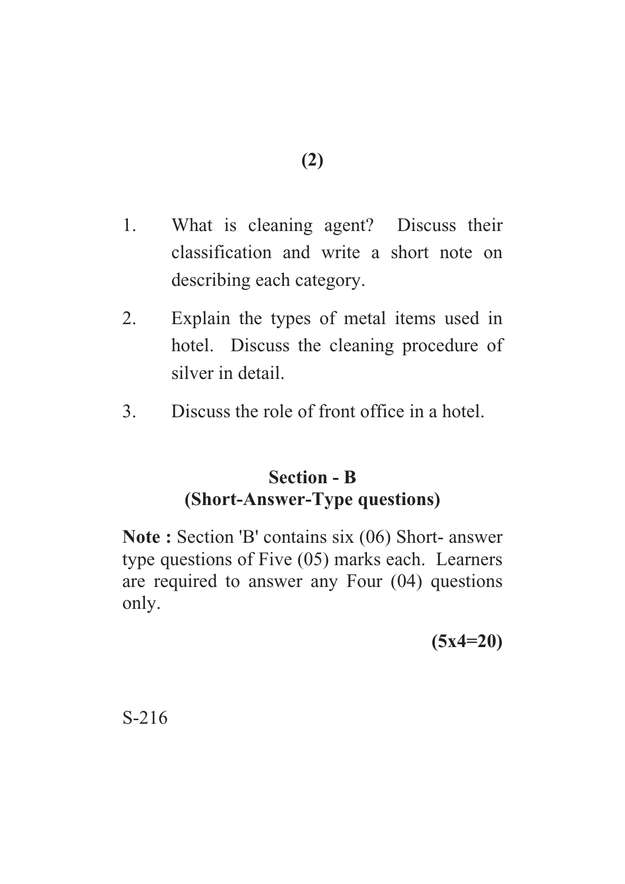1. What is cleaning agent? Discuss their classification and write a short note on describing each category.
2. Explain the types of metal items used in hotel. Discuss the cleaning procedure of silver in detail.
3. Discuss the role of front office in a hotel.

## Section - B
## (Short-Answer-Type questions)

**Note :** Section 'B' contains six (06) Short- answer type questions of Five (05) marks each. Learners are required to answer any Four (04) questions only.

**(5x4=20)**

S-216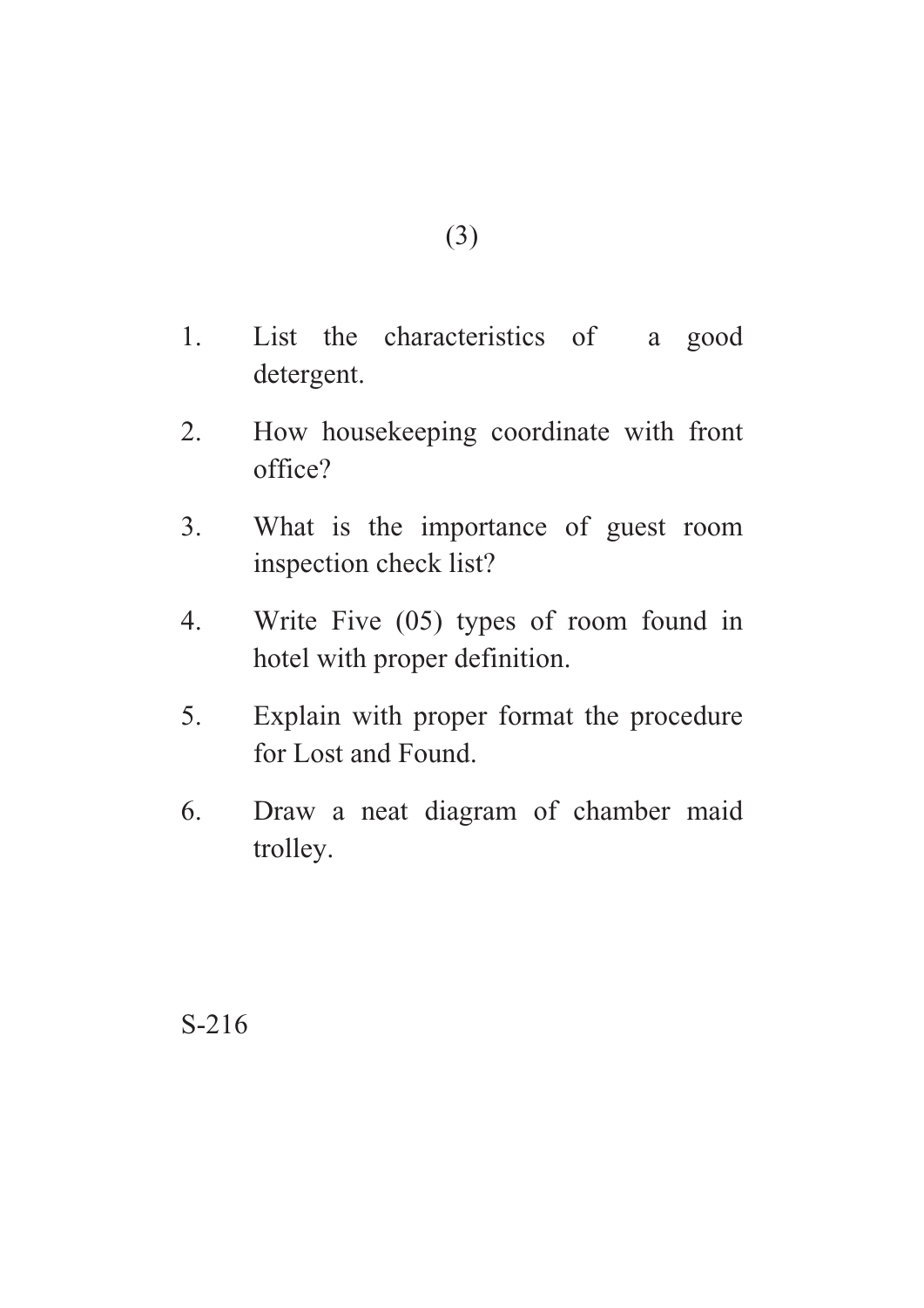1. List the characteristics of a good detergent.
2. How housekeeping coordinate with front office?
3. What is the importance of guest room inspection check list?
4. Write Five (05) types of room found in hotel with proper definition.
5. Explain with proper format the procedure for Lost and Found.
6. Draw a neat diagram of chamber maid trolley.

S-216